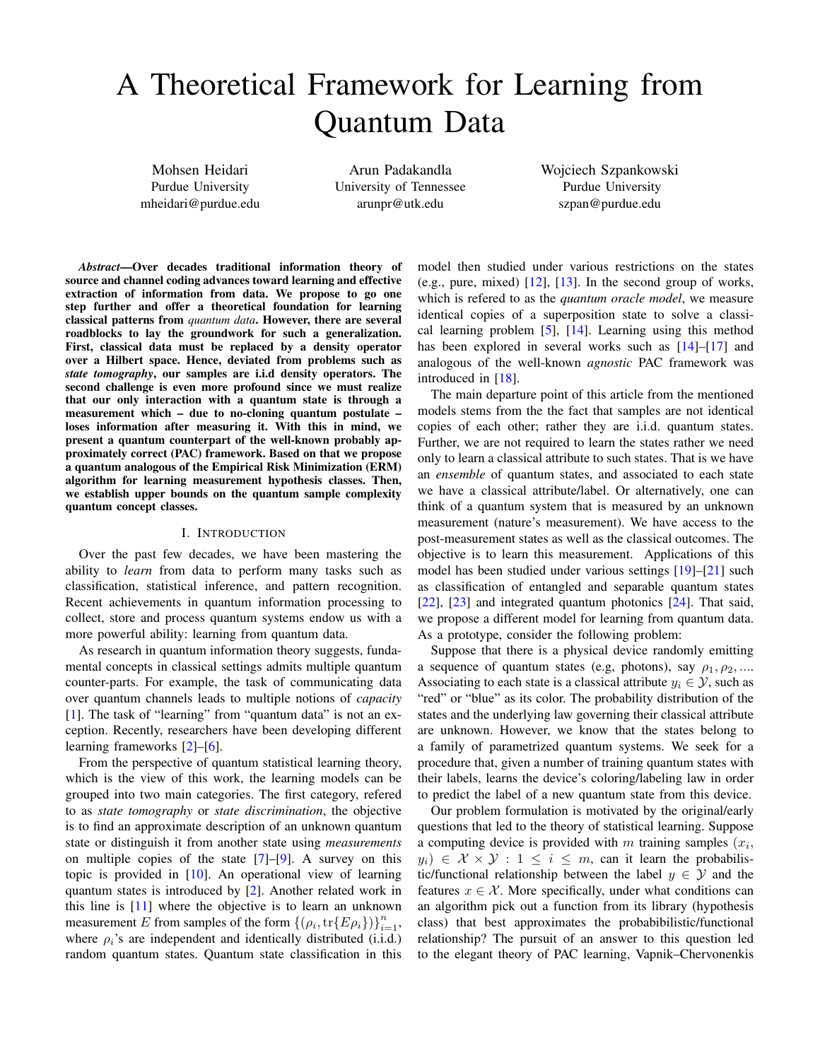# A Theoretical Framework for Learning from Quantum Data

Mohsen Heidari
Purdue University
mheidari@purdue.edu

Arun Padakandla
University of Tennessee
arunpr@utk.edu

Wojciech Szpankowski
Purdue University
szpan@purdue.edu

***Abstract*—Over decades traditional information theory of source and channel coding advances toward learning and effective extraction of information from data. We propose to go one step further and offer a theoretical foundation for learning classical patterns from *quantum data*. However, there are several roadblocks to lay the groundwork for such a generalization. First, classical data must be replaced by a density operator over a Hilbert space. Hence, deviated from problems such as *state tomography*, our samples are i.i.d density operators. The second challenge is even more profound since we must realize that our only interaction with a quantum state is through a measurement which – due to no-cloning quantum postulate – loses information after measuring it. With this in mind, we present a quantum counterpart of the well-known probably approximately correct (PAC) framework. Based on that we propose a quantum analogous of the Empirical Risk Minimization (ERM) algorithm for learning measurement hypothesis classes. Then, we establish upper bounds on the quantum sample complexity quantum concept classes.**

## I. Introduction

Over the past few decades, we have been mastering the ability to *learn* from data to perform many tasks such as classification, statistical inference, and pattern recognition. Recent achievements in quantum information processing to collect, store and process quantum systems endow us with a more powerful ability: learning from quantum data.

As research in quantum information theory suggests, fundamental concepts in classical settings admits multiple quantum counter-parts. For example, the task of communicating data over quantum channels leads to multiple notions of *capacity* [1]. The task of "learning" from "quantum data" is not an exception. Recently, researchers have been developing different learning frameworks [2]–[6].

From the perspective of quantum statistical learning theory, which is the view of this work, the learning models can be grouped into two main categories. The first category, refered to as *state tomography* or *state discrimination*, the objective is to find an approximate description of an unknown quantum state or distinguish it from another state using *measurements* on multiple copies of the state [7]–[9]. A survey on this topic is provided in [10]. An operational view of learning quantum states is introduced by [2]. Another related work in this line is [11] where the objective is to learn an unknown measurement $E$ from samples of the form $\{(\rho_i, \mathrm{tr}\{E\rho_i\})\}_{i=1}^n$, where $\rho_i$'s are independent and identically distributed (i.i.d.) random quantum states. Quantum state classification in this model then studied under various restrictions on the states (e.g., pure, mixed) [12], [13]. In the second group of works, which is refered to as the *quantum oracle model*, we measure identical copies of a superposition state to solve a classical learning problem [5], [14]. Learning using this method has been explored in several works such as [14]–[17] and analogous of the well-known *agnostic* PAC framework was introduced in [18].

The main departure point of this article from the mentioned models stems from the the fact that samples are not identical copies of each other; rather they are i.i.d. quantum states. Further, we are not required to learn the states rather we need only to learn a classical attribute to such states. That is we have an *ensemble* of quantum states, and associated to each state we have a classical attribute/label. Or alternatively, one can think of a quantum system that is measured by an unknown measurement (nature's measurement). We have access to the post-measurement states as well as the classical outcomes. The objective is to learn this measurement. Applications of this model has been studied under various settings [19]–[21] such as classification of entangled and separable quantum states [22], [23] and integrated quantum photonics [24]. That said, we propose a different model for learning from quantum data. As a prototype, consider the following problem:

Suppose that there is a physical device randomly emitting a sequence of quantum states (e.g, photons), say $\rho_1, \rho_2, ...$. Associating to each state is a classical attribute $y_i \in \mathcal{Y}$, such as "red" or "blue" as its color. The probability distribution of the states and the underlying law governing their classical attribute are unknown. However, we know that the states belong to a family of parametrized quantum systems. We seek for a procedure that, given a number of training quantum states with their labels, learns the device's coloring/labeling law in order to predict the label of a new quantum state from this device.

Our problem formulation is motivated by the original/early questions that led to the theory of statistical learning. Suppose a computing device is provided with $m$ training samples $(x_i, y_i) \in \mathcal{X} \times \mathcal{Y} : 1 \leq i \leq m$, can it learn the probabilistic/functional relationship between the label $y \in \mathcal{Y}$ and the features $x \in \mathcal{X}$. More specifically, under what conditions can an algorithm pick out a function from its library (hypothesis class) that best approximates the probabibilistic/functional relationship? The pursuit of an answer to this question led to the elegant theory of PAC learning, Vapnik–Chervonenkis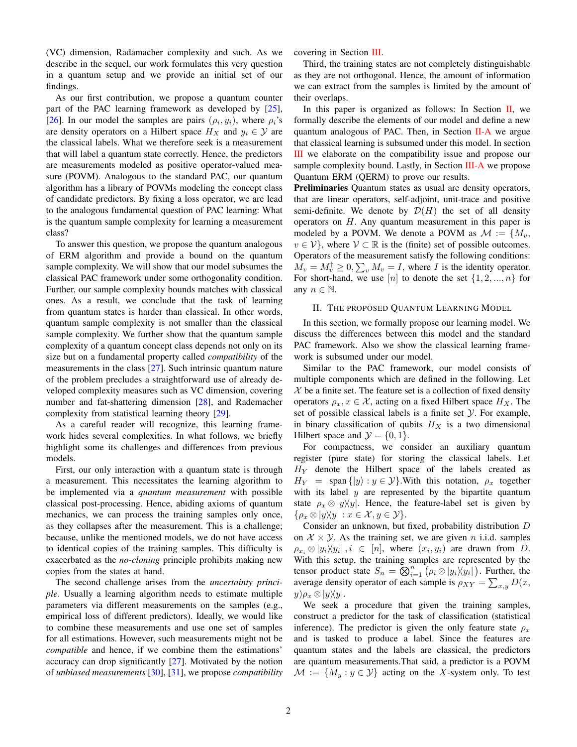(VC) dimension, Radamacher complexity and such. As we describe in the sequel, our work formulates this very question in a quantum setup and we provide an initial set of our findings.

As our first contribution, we propose a quantum counter part of the PAC learning framework as developed by [25], [26]. In our model the samples are pairs $(\rho_i, y_i)$, where $\rho_i$'s are density operators on a Hilbert space $H_X$ and $y_i \in \mathcal{Y}$ are the classical labels. What we therefore seek is a measurement that will label a quantum state correctly. Hence, the predictors are measurements modeled as positive operator-valued measure (POVM). Analogous to the standard PAC, our quantum algorithm has a library of POVMs modeling the concept class of candidate predictors. By fixing a loss operator, we are lead to the analogous fundamental question of PAC learning: What is the quantum sample complexity for learning a measurement class?

To answer this question, we propose the quantum analogous of ERM algorithm and provide a bound on the quantum sample complexity. We will show that our model subsumes the classical PAC framework under some orthogonality condition. Further, our sample complexity bounds matches with classical ones. As a result, we conclude that the task of learning from quantum states is harder than classical. In other words, quantum sample complexity is not smaller than the classical sample complexity. We further show that the quantum sample complexity of a quantum concept class depends not only on its size but on a fundamental property called *compatibility* of the measurements in the class [27]. Such intrinsic quantum nature of the problem precludes a straightforward use of already developed complexity measures such as VC dimension, covering number and fat-shattering dimension [28], and Rademacher complexity from statistical learning theory [29].

As a careful reader will recognize, this learning framework hides several complexities. In what follows, we briefly highlight some its challenges and differences from previous models.

First, our only interaction with a quantum state is through a measurement. This necessitates the learning algorithm to be implemented via a *quantum measurement* with possible classical post-processing. Hence, abiding axioms of quantum mechanics, we can process the training samples only once, as they collapses after the measurement. This is a challenge; because, unlike the mentioned models, we do not have access to identical copies of the training samples. This difficulty is exacerbated as the *no-cloning* principle prohibits making new copies from the states at hand.

The second challenge arises from the *uncertainty principle*. Usually a learning algorithm needs to estimate multiple parameters via different measurements on the samples (e.g., empirical loss of different predictors). Ideally, we would like to combine these measurements and use one set of samples for all estimations. However, such measurements might not be *compatible* and hence, if we combine them the estimations' accuracy can drop significantly [27]. Motivated by the notion of *unbiased measurements* [30], [31], we propose *compatibility covering* in Section III.

Third, the training states are not completely distinguishable as they are not orthogonal. Hence, the amount of information we can extract from the samples is limited by the amount of their overlaps.

In this paper is organized as follows: In Section II, we formally describe the elements of our model and define a new quantum analogous of PAC. Then, in Section II-A we argue that classical learning is subsumed under this model. In section III we elaborate on the compatibility issue and propose our sample complexity bound. Lastly, in Section III-A we propose Quantum ERM (QERM) to prove our results.

**Preliminaries** Quantum states as usual are density operators, that are linear operators, self-adjoint, unit-trace and positive semi-definite. We denote by $\mathcal{D}(H)$ the set of all density operators on $H$. Any quantum measurement in this paper is modeled by a POVM. We denote a POVM as $\mathcal{M} := \{M_v, v \in \mathcal{V}\}$, where $\mathcal{V} \subset \mathbb{R}$ is the (finite) set of possible outcomes. Operators of the measurement satisfy the following conditions: $M_v = M_v^\dagger \geq 0, \sum_v M_v = I$, where $I$ is the identity operator. For short-hand, we use $[n]$ to denote the set $\{1, 2, ..., n\}$ for any $n \in \mathbb{N}$.

## II. The Proposed Quantum Learning Model

In this section, we formally propose our learning model. We discuss the differences between this model and the standard PAC framework. Also we show the classical learning framework is subsumed under our model.

Similar to the PAC framework, our model consists of multiple components which are defined in the following. Let $\mathcal{X}$ be a finite set. The feature set is a collection of fixed density operators $\rho_x, x \in \mathcal{X}$, acting on a fixed Hilbert space $H_X$. The set of possible classical labels is a finite set $\mathcal{Y}$. For example, in binary classification of qubits $H_X$ is a two dimensional Hilbert space and $\mathcal{Y} = \{0, 1\}$.

For compactness, we consider an auxiliary quantum register (pure state) for storing the classical labels. Let $H_Y$ denote the Hilbert space of the labels created as $H_Y = \text{span}\{|y\rangle : y \in \mathcal{Y}\}$.With this notation, $\rho_x$ together with its label $y$ are represented by the bipartite quantum state $\rho_x \otimes |y\rangle\langle y|$. Hence, the feature-label set is given by $\{\rho_x \otimes |y\rangle\langle y| : x \in \mathcal{X}, y \in \mathcal{Y}\}$.

Consider an unknown, but fixed, probability distribution $D$ on $\mathcal{X} \times \mathcal{Y}$. As the training set, we are given $n$ i.i.d. samples $\rho_{x_i} \otimes |y_i\rangle\langle y_i|, i \in [n]$, where $(x_i, y_i)$ are drawn from $D$. With this setup, the training samples are represented by the tensor product state $S_n = \bigotimes_{i=1}^n \left(\rho_i \otimes |y_i\rangle\langle y_i|\right)$. Further, the average density operator of each sample is $\rho_{XY} = \sum_{x,y} D(x, y) \rho_x \otimes |y\rangle\langle y|$.

We seek a procedure that given the training samples, construct a predictor for the task of classification (statistical inference). The predictor is given the only feature state $\rho_x$ and is tasked to produce a label. Since the features are quantum states and the labels are classical, the predictors are quantum measurements.That said, a predictor is a POVM $\mathcal{M} := \{M_y : y \in \mathcal{Y}\}$ acting on the $X$-system only. To test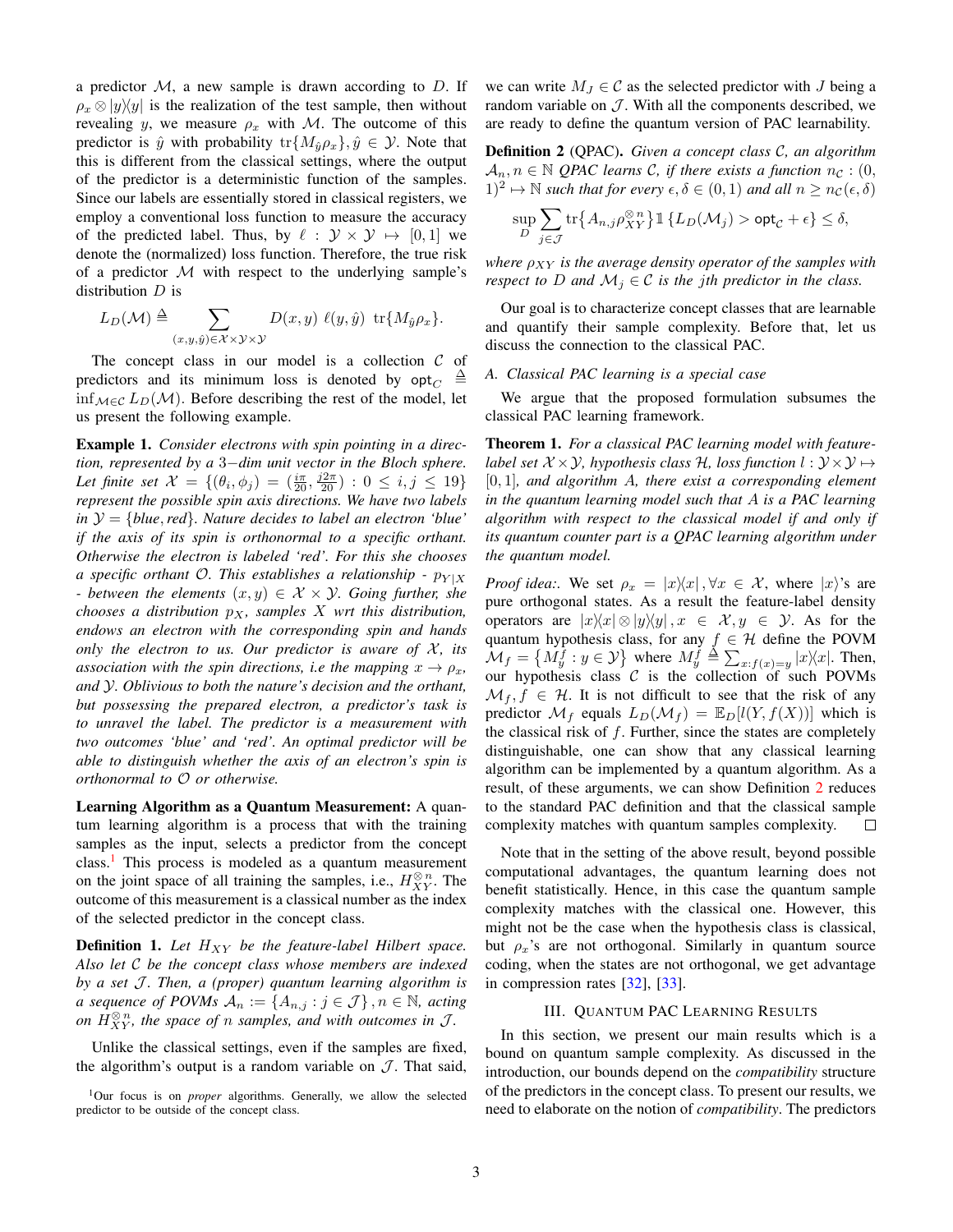a predictor $\mathcal{M}$, a new sample is drawn according to $D$. If $\rho_x \otimes |y\rangle\langle y|$ is the realization of the test sample, then without revealing $y$, we measure $\rho_x$ with $\mathcal{M}$. The outcome of this predictor is $\hat{y}$ with probability $\operatorname{tr}\{M_{\hat{y}}\rho_x\}, \hat{y} \in \mathcal{Y}$. Note that this is different from the classical settings, where the output of the predictor is a deterministic function of the samples. Since our labels are essentially stored in classical registers, we employ a conventional loss function to measure the accuracy of the predicted label. Thus, by $\ell : \mathcal{Y} \times \mathcal{Y} \mapsto [0,1]$ we denote the (normalized) loss function. Therefore, the true risk of a predictor $\mathcal{M}$ with respect to the underlying sample's distribution $D$ is

$$L_D(\mathcal{M}) \triangleq \sum_{(x,y,\hat{y}) \in \mathcal{X}\times\mathcal{Y}\times\mathcal{Y}} D(x,y)\ \ell(y,\hat{y})\ \operatorname{tr}\{M_{\hat{y}}\rho_x\}.$$

The concept class in our model is a collection $\mathcal{C}$ of predictors and its minimum loss is denoted by $\mathsf{opt}_C \triangleq \inf_{\mathcal{M}\in\mathcal{C}} L_D(\mathcal{M})$. Before describing the rest of the model, let us present the following example.

**Example 1.** *Consider electrons with spin pointing in a direction, represented by a 3−dim unit vector in the Bloch sphere. Let finite set $\mathcal{X} = \{(\theta_i, \phi_j) = (\frac{i\pi}{20}, \frac{j2\pi}{20}) : 0 \leq i,j \leq 19\}$ represent the possible spin axis directions. We have two labels in $\mathcal{Y} = \{blue, red\}$. Nature decides to label an electron 'blue' if the axis of its spin is orthonormal to a specific orthant. Otherwise the electron is labeled 'red'. For this she chooses a specific orthant $\mathcal{O}$. This establishes a relationship - $p_{Y|X}$ - between the elements $(x,y) \in \mathcal{X}\times\mathcal{Y}$. Going further, she chooses a distribution $p_X$, samples $X$ wrt this distribution, endows an electron with the corresponding spin and hands only the electron to us. Our predictor is aware of $\mathcal{X}$, its association with the spin directions, i.e the mapping $x \to \rho_x$, and $\mathcal{Y}$. Oblivious to both the nature's decision and the orthant, but possessing the prepared electron, a predictor's task is to unravel the label. The predictor is a measurement with two outcomes 'blue' and 'red'. An optimal predictor will be able to distinguish whether the axis of an electron's spin is orthonormal to $\mathcal{O}$ or otherwise.*

**Learning Algorithm as a Quantum Measurement:** A quantum learning algorithm is a process that with the training samples as the input, selects a predictor from the concept class.[1] This process is modeled as a quantum measurement on the joint space of all training the samples, i.e., $H_{XY}^{\otimes n}$. The outcome of this measurement is a classical number as the index of the selected predictor in the concept class.

**Definition 1.** *Let $H_{XY}$ be the feature-label Hilbert space. Also let $\mathcal{C}$ be the concept class whose members are indexed by a set $\mathcal{J}$. Then, a (proper) quantum learning algorithm is a sequence of POVMs $\mathcal{A}_n := \{A_{n,j} : j \in \mathcal{J}\}, n \in \mathbb{N}$, acting on $H_{XY}^{\otimes n}$, the space of $n$ samples, and with outcomes in $\mathcal{J}$.*

Unlike the classical settings, even if the samples are fixed, the algorithm's output is a random variable on $\mathcal{J}$. That said, we can write $M_J \in \mathcal{C}$ as the selected predictor with $J$ being a random variable on $\mathcal{J}$. With all the components described, we are ready to define the quantum version of PAC learnability.

**Definition 2** (QPAC)**.** *Given a concept class $\mathcal{C}$, an algorithm $\mathcal{A}_n, n \in \mathbb{N}$ QPAC learns $\mathcal{C}$, if there exists a function $n_{\mathcal{C}} : (0,1)^2 \mapsto \mathbb{N}$ such that for every $\epsilon, \delta \in (0,1)$ and all $n \geq n_{\mathcal{C}}(\epsilon,\delta)$*

$$\sup_D \sum_{j\in\mathcal{J}} \operatorname{tr}\{A_{n,j}\rho_{XY}^{\otimes n}\} \mathbb{1}\{L_D(\mathcal{M}_j) > \mathsf{opt}_{\mathcal{C}} + \epsilon\} \leq \delta,$$

*where $\rho_{XY}$ is the average density operator of the samples with respect to $D$ and $\mathcal{M}_j \in \mathcal{C}$ is the jth predictor in the class.*

Our goal is to characterize concept classes that are learnable and quantify their sample complexity. Before that, let us discuss the connection to the classical PAC.

### A. Classical PAC learning is a special case

We argue that the proposed formulation subsumes the classical PAC learning framework.

**Theorem 1.** *For a classical PAC learning model with feature-label set $\mathcal{X}\times\mathcal{Y}$, hypothesis class $\mathcal{H}$, loss function $l : \mathcal{Y}\times\mathcal{Y} \mapsto [0,1]$, and algorithm $A$, there exist a corresponding element in the quantum learning model such that $A$ is a PAC learning algorithm with respect to the classical model if and only if its quantum counter part is a QPAC learning algorithm under the quantum model.*

*Proof idea:.* We set $\rho_x = |x\rangle\langle x|, \forall x \in \mathcal{X}$, where $|x\rangle$'s are pure orthogonal states. As a result the feature-label density operators are $|x\rangle\langle x| \otimes |y\rangle\langle y|, x \in \mathcal{X}, y \in \mathcal{Y}$. As for the quantum hypothesis class, for any $f \in \mathcal{H}$ define the POVM $\mathcal{M}_f = \{M_y^f : y \in \mathcal{Y}\}$ where $M_y^f \triangleq \sum_{x: f(x)=y} |x\rangle\langle x|$. Then, our hypothesis class $\mathcal{C}$ is the collection of such POVMs $\mathcal{M}_f, f \in \mathcal{H}$. It is not difficult to see that the risk of any predictor $\mathcal{M}_f$ equals $L_D(\mathcal{M}_f) = \mathbb{E}_D[l(Y, f(X))]$ which is the classical risk of $f$. Further, since the states are completely distinguishable, one can show that any classical learning algorithm can be implemented by a quantum algorithm. As a result, of these arguments, we can show Definition 2 reduces to the standard PAC definition and that the classical sample complexity matches with quantum samples complexity. ◻

Note that in the setting of the above result, beyond possible computational advantages, the quantum learning does not benefit statistically. Hence, in this case the quantum sample complexity matches with the classical one. However, this might not be the case when the hypothesis class is classical, but $\rho_x$'s are not orthogonal. Similarly in quantum source coding, when the states are not orthogonal, we get advantage in compression rates [32], [33].

## III. Quantum PAC Learning Results

In this section, we present our main results which is a bound on quantum sample complexity. As discussed in the introduction, our bounds depend on the *compatibility* structure of the predictors in the concept class. To present our results, we need to elaborate on the notion of *compatibility*. The predictors

[1] Our focus is on *proper* algorithms. Generally, we allow the selected predictor to be outside of the concept class.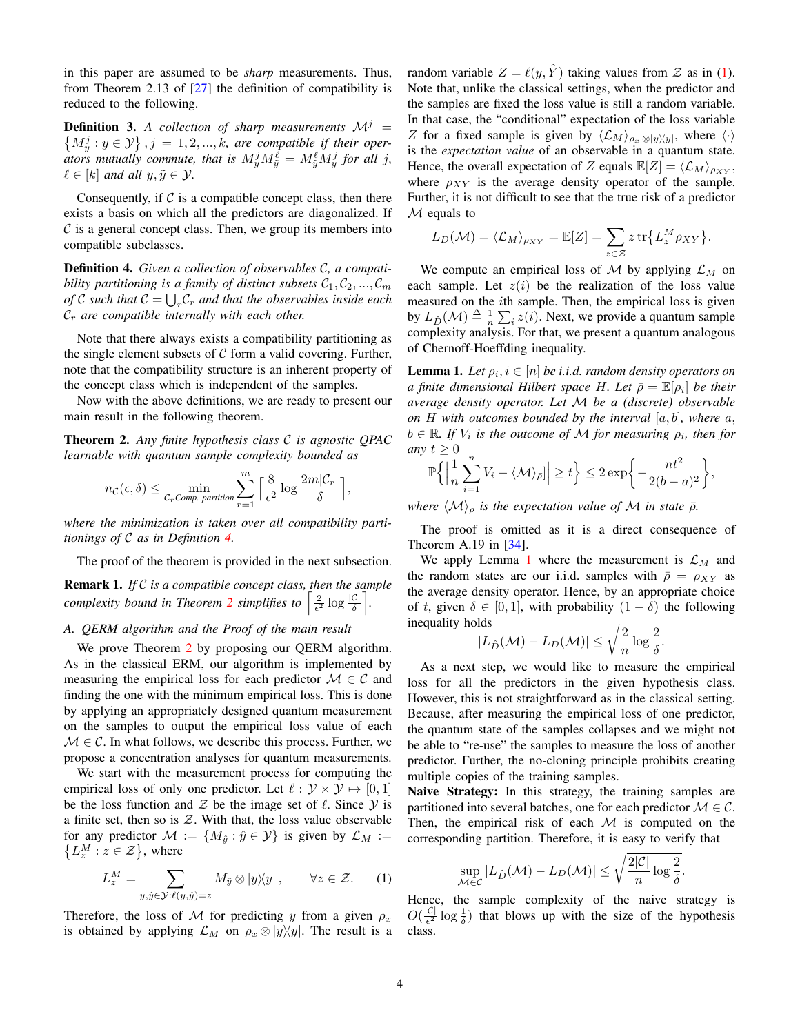in this paper are assumed to be *sharp* measurements. Thus, from Theorem 2.13 of [27] the definition of compatibility is reduced to the following.

**Definition 3.** *A collection of sharp measurements $\mathcal{M}^j = \{M_y^j : y \in \mathcal{Y}\}, j = 1, 2, ..., k$, are compatible if their operators mutually commute, that is $M_y^j M_{\tilde{y}}^\ell = M_{\tilde{y}}^\ell M_y^j$ for all $j$, $\ell \in [k]$ and all $y, \tilde{y} \in \mathcal{Y}$.*

Consequently, if $\mathcal{C}$ is a compatible concept class, then there exists a basis on which all the predictors are diagonalized. If $\mathcal{C}$ is a general concept class. Then, we group its members into compatible subclasses.

**Definition 4.** *Given a collection of observables $\mathcal{C}$, a compatibility partitioning is a family of distinct subsets $\mathcal{C}_1, \mathcal{C}_2, ..., \mathcal{C}_m$ of $\mathcal{C}$ such that $\mathcal{C} = \bigcup_r \mathcal{C}_r$ and that the observables inside each $\mathcal{C}_r$ are compatible internally with each other.*

Note that there always exists a compatibility partitioning as the single element subsets of $\mathcal{C}$ form a valid covering. Further, note that the compatibility structure is an inherent property of the concept class which is independent of the samples.

Now with the above definitions, we are ready to present our main result in the following theorem.

**Theorem 2.** *Any finite hypothesis class $\mathcal{C}$ is agnostic QPAC learnable with quantum sample complexity bounded as*

$$n_{\mathcal{C}}(\epsilon, \delta) \leq \min_{\mathcal{C}_r \text{Comp. partition}} \sum_{r=1}^{m} \left\lceil \frac{8}{\epsilon^2} \log \frac{2m|\mathcal{C}_r|}{\delta} \right\rceil,$$

*where the minimization is taken over all compatibility partitionings of $\mathcal{C}$ as in Definition 4.*

The proof of the theorem is provided in the next subsection.

**Remark 1.** *If $\mathcal{C}$ is a compatible concept class, then the sample complexity bound in Theorem 2 simplifies to $\left\lceil \frac{2}{\epsilon^2} \log \frac{|\mathcal{C}|}{\delta} \right\rceil$.*

### A. QERM algorithm and the Proof of the main result

We prove Theorem 2 by proposing our QERM algorithm. As in the classical ERM, our algorithm is implemented by measuring the empirical loss for each predictor $\mathcal{M} \in \mathcal{C}$ and finding the one with the minimum empirical loss. This is done by applying an appropriately designed quantum measurement on the samples to output the empirical loss value of each $\mathcal{M} \in \mathcal{C}$. In what follows, we describe this process. Further, we propose a concentration analyses for quantum measurements.

We start with the measurement process for computing the empirical loss of only one predictor. Let $\ell : \mathcal{Y} \times \mathcal{Y} \mapsto [0, 1]$ be the loss function and $\mathcal{Z}$ be the image set of $\ell$. Since $\mathcal{Y}$ is a finite set, then so is $\mathcal{Z}$. With that, the loss value observable for any predictor $\mathcal{M} := \{M_{\hat{y}} : \hat{y} \in \mathcal{Y}\}$ is given by $\mathcal{L}_M := \{L_z^M : z \in \mathcal{Z}\}$, where

$$L_z^M = \sum_{y, \hat{y} \in \mathcal{Y} : \ell(y, \hat{y}) = z} M_{\hat{y}} \otimes |y\rangle\langle y|, \qquad \forall z \in \mathcal{Z}. \qquad (1)$$

Therefore, the loss of $\mathcal{M}$ for predicting $y$ from a given $\rho_x$ is obtained by applying $\mathcal{L}_M$ on $\rho_x \otimes |y\rangle\langle y|$. The result is a random variable $Z = \ell(y, \hat{Y})$ taking values from $\mathcal{Z}$ as in (1). Note that, unlike the classical settings, when the predictor and the samples are fixed the loss value is still a random variable. In that case, the "conditional" expectation of the loss variable $Z$ for a fixed sample is given by $\langle \mathcal{L}_M \rangle_{\rho_x \otimes |y\rangle\langle y|}$, where $\langle \cdot \rangle$ is the *expectation value* of an observable in a quantum state. Hence, the overall expectation of $Z$ equals $\mathbb{E}[Z] = \langle \mathcal{L}_M \rangle_{\rho_{XY}}$, where $\rho_{XY}$ is the average density operator of the sample. Further, it is not difficult to see that the true risk of a predictor $\mathcal{M}$ equals to

$$L_D(\mathcal{M}) = \langle \mathcal{L}_M \rangle_{\rho_{XY}} = \mathbb{E}[Z] = \sum_{z \in \mathcal{Z}} z \operatorname{tr}\{L_z^M \rho_{XY}\}.$$

We compute an empirical loss of $\mathcal{M}$ by applying $\mathcal{L}_M$ on each sample. Let $z(i)$ be the realization of the loss value measured on the $i$th sample. Then, the empirical loss is given by $L_{\hat{D}}(\mathcal{M}) \triangleq \frac{1}{n} \sum_i z(i)$. Next, we provide a quantum sample complexity analysis. For that, we present a quantum analogous of Chernoff-Hoeffding inequality.

**Lemma 1.** *Let $\rho_i, i \in [n]$ be i.i.d. random density operators on a finite dimensional Hilbert space $H$. Let $\bar{\rho} = \mathbb{E}[\rho_i]$ be their average density operator. Let $\mathcal{M}$ be a (discrete) observable on $H$ with outcomes bounded by the interval $[a, b]$, where $a$, $b \in \mathbb{R}$. If $V_i$ is the outcome of $\mathcal{M}$ for measuring $\rho_i$, then for any $t \geq 0$*

$$\mathbb{P}\left\{ \left| \frac{1}{n} \sum_{i=1}^{n} V_i - \langle \mathcal{M} \rangle_{\bar{\rho}} \right| \geq t \right\} \leq 2 \exp\left\{ -\frac{nt^2}{2(b-a)^2} \right\},$$

*where $\langle \mathcal{M} \rangle_{\bar{\rho}}$ is the expectation value of $\mathcal{M}$ in state $\bar{\rho}$.*

The proof is omitted as it is a direct consequence of Theorem A.19 in [34].

We apply Lemma 1 where the measurement is $\mathcal{L}_M$ and the random states are our i.i.d. samples with $\bar{\rho} = \rho_{XY}$ as the average density operator. Hence, by an appropriate choice of $t$, given $\delta \in [0, 1]$, with probability $(1 - \delta)$ the following inequality holds

$$|L_{\hat{D}}(\mathcal{M}) - L_D(\mathcal{M})| \leq \sqrt{\frac{2}{n} \log \frac{2}{\delta}}.$$

As a next step, we would like to measure the empirical loss for all the predictors in the given hypothesis class. However, this is not straightforward as in the classical setting. Because, after measuring the empirical loss of one predictor, the quantum state of the samples collapses and we might not be able to "re-use" the samples to measure the loss of another predictor. Further, the no-cloning principle prohibits creating multiple copies of the training samples.

**Naive Strategy:** In this strategy, the training samples are partitioned into several batches, one for each predictor $\mathcal{M} \in \mathcal{C}$. Then, the empirical risk of each $\mathcal{M}$ is computed on the corresponding partition. Therefore, it is easy to verify that

$$\sup_{\mathcal{M} \in \mathcal{C}} |L_{\hat{D}}(\mathcal{M}) - L_D(\mathcal{M})| \leq \sqrt{\frac{2|\mathcal{C}|}{n} \log \frac{2}{\delta}}.$$

Hence, the sample complexity of the naive strategy is $O(\frac{|\mathcal{C}|}{\epsilon^2} \log \frac{1}{\delta})$ that blows up with the size of the hypothesis class.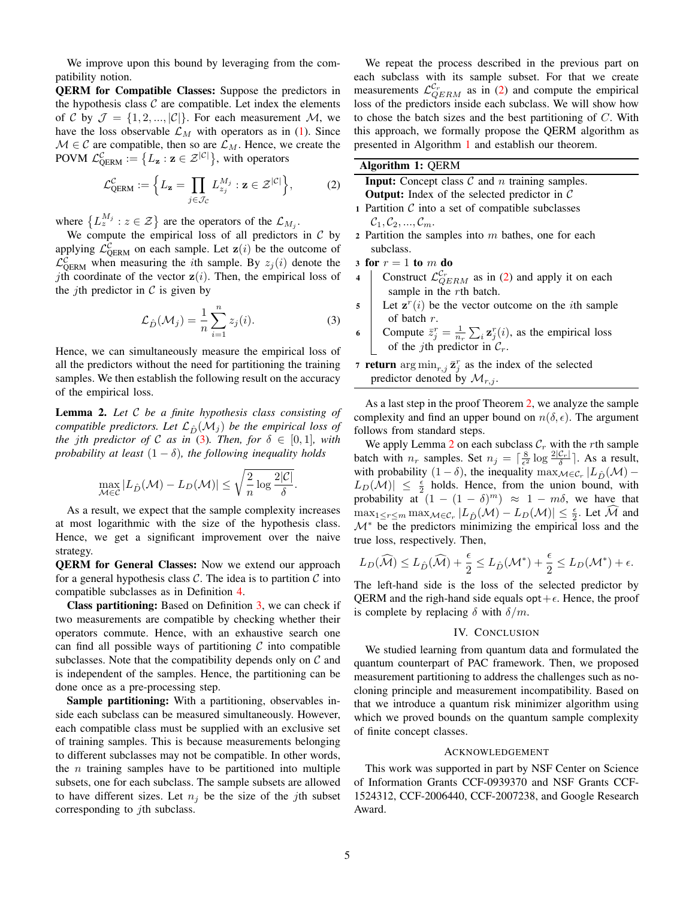We improve upon this bound by leveraging from the compatibility notion.

**QERM for Compatible Classes:** Suppose the predictors in the hypothesis class $\mathcal{C}$ are compatible. Let index the elements of $\mathcal{C}$ by $\mathcal{J} = \{1, 2, ..., |\mathcal{C}|\}$. For each measurement $\mathcal{M}$, we have the loss observable $\mathcal{L}_M$ with operators as in (1). Since $\mathcal{M} \in \mathcal{C}$ are compatible, then so are $\mathcal{L}_M$. Hence, we create the POVM $\mathcal{L}^{\mathcal{C}}_{\text{QERM}} := \{L_{\mathbf{z}} : \mathbf{z} \in \mathcal{Z}^{|\mathcal{C}|}\}$, with operators

$$\mathcal{L}^{\mathcal{C}}_{\text{QERM}} := \Big\{ L_{\mathbf{z}} = \prod_{j \in \mathcal{J}_{\mathcal{C}}} L^{M_j}_{z_j} : \mathbf{z} \in \mathcal{Z}^{|\mathcal{C}|} \Big\}, \tag{2}$$

where $\{L^{M_j}_z : z \in \mathcal{Z}\}$ are the operators of the $\mathcal{L}_{M_j}$.

We compute the empirical loss of all predictors in $\mathcal{C}$ by applying $\mathcal{L}^{\mathcal{C}}_{\text{QERM}}$ on each sample. Let $\mathbf{z}(i)$ be the outcome of $\mathcal{L}^{\mathcal{C}}_{\text{QERM}}$ when measuring the $i$th sample. By $z_j(i)$ denote the $j$th coordinate of the vector $\mathbf{z}(i)$. Then, the empirical loss of the $j$th predictor in $\mathcal{C}$ is given by

$$\mathcal{L}_{\hat{D}}(\mathcal{M}_j) = \frac{1}{n} \sum_{i=1}^{n} z_j(i). \tag{3}$$

Hence, we can simultaneously measure the empirical loss of all the predictors without the need for partitioning the training samples. We then establish the following result on the accuracy of the empirical loss.

**Lemma 2.** *Let $\mathcal{C}$ be a finite hypothesis class consisting of compatible predictors. Let $\mathcal{L}_{\hat{D}}(\mathcal{M}_j)$ be the empirical loss of the $j$th predictor of $\mathcal{C}$ as in (3). Then, for $\delta \in [0, 1]$, with probability at least $(1 - \delta)$, the following inequality holds*

$$\max_{\mathcal{M} \in \mathcal{C}} |L_{\hat{D}}(\mathcal{M}) - L_D(\mathcal{M})| \leq \sqrt{\frac{2}{n} \log \frac{2|\mathcal{C}|}{\delta}}.$$

As a result, we expect that the sample complexity increases at most logarithmic with the size of the hypothesis class. Hence, we get a significant improvement over the naive strategy.

**QERM for General Classes:** Now we extend our approach for a general hypothesis class $\mathcal{C}$. The idea is to partition $\mathcal{C}$ into compatible subclasses as in Definition 4.

**Class partitioning:** Based on Definition 3, we can check if two measurements are compatible by checking whether their operators commute. Hence, with an exhaustive search one can find all possible ways of partitioning $\mathcal{C}$ into compatible subclasses. Note that the compatibility depends only on $\mathcal{C}$ and is independent of the samples. Hence, the partitioning can be done once as a pre-processing step.

**Sample partitioning:** With a partitioning, observables inside each subclass can be measured simultaneously. However, each compatible class must be supplied with an exclusive set of training samples. This is because measurements belonging to different subclasses may not be compatible. In other words, the $n$ training samples have to be partitioned into multiple subsets, one for each subclass. The sample subsets are allowed to have different sizes. Let $n_j$ be the size of the $j$th subset corresponding to $j$th subclass.

We repeat the process described in the previous part on each subclass with its sample subset. For that we create measurements $\mathcal{L}^{\mathcal{C}_r}_{QERM}$ as in (2) and compute the empirical loss of the predictors inside each subclass. We will show how to chose the batch sizes and the best partitioning of $C$. With this approach, we formally propose the QERM algorithm as presented in Algorithm 1 and establish our theorem.

---

**Algorithm 1:** QERM

**Input:** Concept class $\mathcal{C}$ and $n$ training samples.
**Output:** Index of the selected predictor in $\mathcal{C}$

1. Partition $\mathcal{C}$ into a set of compatible subclasses $\mathcal{C}_1, \mathcal{C}_2, ..., \mathcal{C}_m$.
2. Partition the samples into $m$ bathes, one for each subclass.
3. **for** $r = 1$ **to** $m$ **do**
4. &nbsp;&nbsp;&nbsp;&nbsp;Construct $\mathcal{L}^{\mathcal{C}_r}_{QERM}$ as in (2) and apply it on each sample in the $r$th batch.
5. &nbsp;&nbsp;&nbsp;&nbsp;Let $\mathbf{z}^r(i)$ be the vector outcome on the $i$th sample of batch $r$.
6. &nbsp;&nbsp;&nbsp;&nbsp;Compute $\bar{z}^r_j = \frac{1}{n_r} \sum_i \mathbf{z}^r_j(i)$, as the empirical loss of the $j$th predictor in $\mathcal{C}_r$.
7. **return** $\arg\min_{r,j} \bar{\mathbf{z}}^r_j$ as the index of the selected predictor denoted by $\mathcal{M}_{r,j}$.

---

As a last step in the proof Theorem 2, we analyze the sample complexity and find an upper bound on $n(\delta, \epsilon)$. The argument follows from standard steps.

We apply Lemma 2 on each subclass $\mathcal{C}_r$ with the $r$th sample batch with $n_r$ samples. Set $n_j = \lceil \frac{8}{\epsilon^2} \log \frac{2|\mathcal{C}_r|}{\delta} \rceil$. As a result, with probability $(1 - \delta)$, the inequality $\max_{\mathcal{M} \in \mathcal{C}_r} |L_{\hat{D}}(\mathcal{M}) - L_D(\mathcal{M})| \leq \frac{\epsilon}{2}$ holds. Hence, from the union bound, with probability at $(1 - (1 - \delta)^m) \approx 1 - m\delta$, we have that $\max_{1 \leq r \leq m} \max_{\mathcal{M} \in \mathcal{C}_r} |L_{\hat{D}}(\mathcal{M}) - L_D(\mathcal{M})| \leq \frac{\epsilon}{2}$. Let $\widehat{\mathcal{M}}$ and $\mathcal{M}^*$ be the predictors minimizing the empirical loss and the true loss, respectively. Then,

$$L_D(\widehat{\mathcal{M}}) \leq L_{\hat{D}}(\widehat{\mathcal{M}}) + \frac{\epsilon}{2} \leq L_{\hat{D}}(\mathcal{M}^*) + \frac{\epsilon}{2} \leq L_D(\mathcal{M}^*) + \epsilon.$$

The left-hand side is the loss of the selected predictor by QERM and the righ-hand side equals $\mathsf{opt} + \epsilon$. Hence, the proof is complete by replacing $\delta$ with $\delta/m$.

## IV. Conclusion

We studied learning from quantum data and formulated the quantum counterpart of PAC framework. Then, we proposed measurement partitioning to address the challenges such as no-cloning principle and measurement incompatibility. Based on that we introduce a quantum risk minimizer algorithm using which we proved bounds on the quantum sample complexity of finite concept classes.

## Acknowledgement

This work was supported in part by NSF Center on Science of Information Grants CCF-0939370 and NSF Grants CCF-1524312, CCF-2006440, CCF-2007238, and Google Research Award.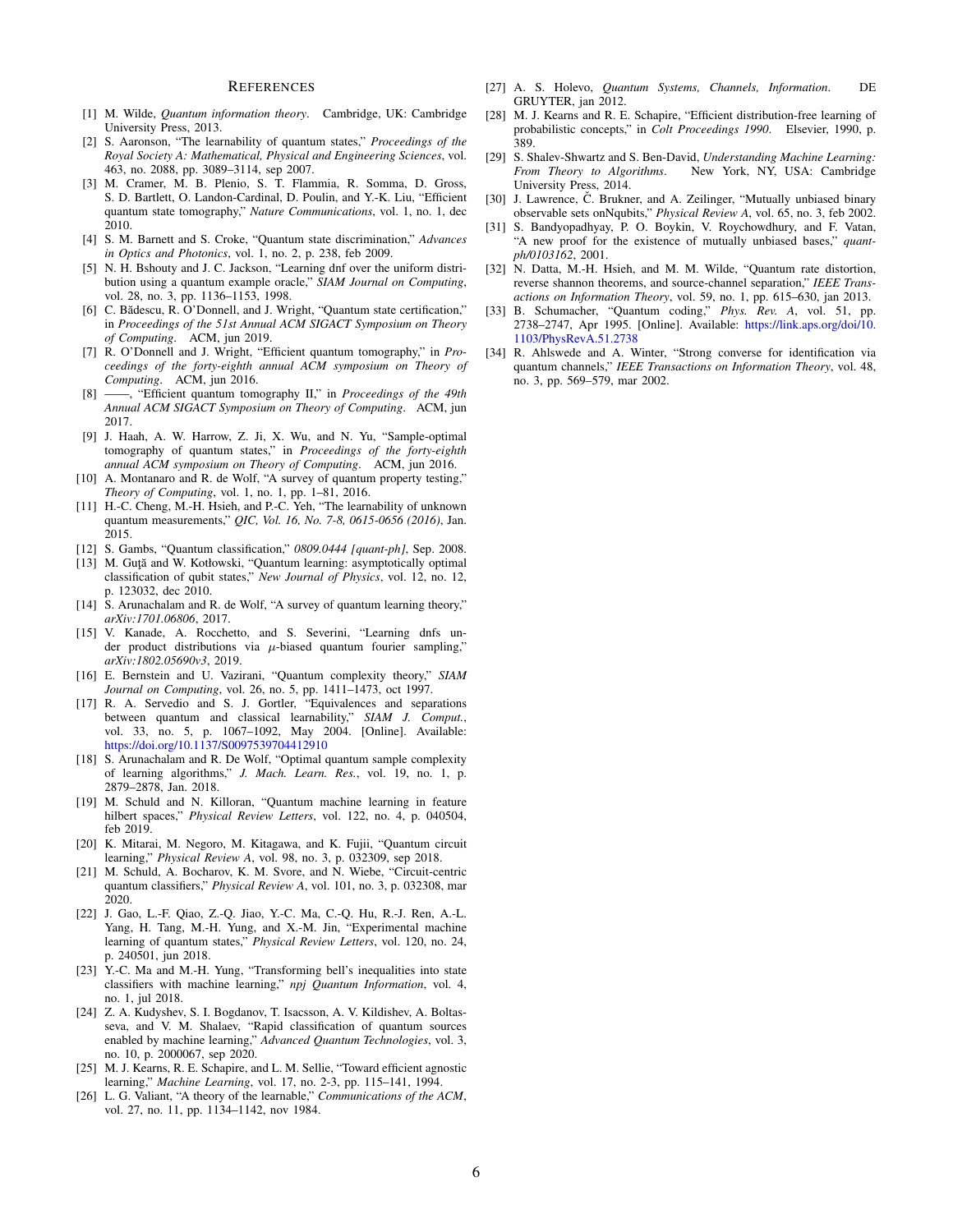# References

[1] M. Wilde, *Quantum information theory*. Cambridge, UK: Cambridge University Press, 2013.

[2] S. Aaronson, "The learnability of quantum states," *Proceedings of the Royal Society A: Mathematical, Physical and Engineering Sciences*, vol. 463, no. 2088, pp. 3089–3114, sep 2007.

[3] M. Cramer, M. B. Plenio, S. T. Flammia, R. Somma, D. Gross, S. D. Bartlett, O. Landon-Cardinal, D. Poulin, and Y.-K. Liu, "Efficient quantum state tomography," *Nature Communications*, vol. 1, no. 1, dec 2010.

[4] S. M. Barnett and S. Croke, "Quantum state discrimination," *Advances in Optics and Photonics*, vol. 1, no. 2, p. 238, feb 2009.

[5] N. H. Bshouty and J. C. Jackson, "Learning dnf over the uniform distribution using a quantum example oracle," *SIAM Journal on Computing*, vol. 28, no. 3, pp. 1136–1153, 1998.

[6] C. Bădescu, R. O'Donnell, and J. Wright, "Quantum state certification," in *Proceedings of the 51st Annual ACM SIGACT Symposium on Theory of Computing*. ACM, jun 2019.

[7] R. O'Donnell and J. Wright, "Efficient quantum tomography," in *Proceedings of the forty-eighth annual ACM symposium on Theory of Computing*. ACM, jun 2016.

[8] ——, "Efficient quantum tomography II," in *Proceedings of the 49th Annual ACM SIGACT Symposium on Theory of Computing*. ACM, jun 2017.

[9] J. Haah, A. W. Harrow, Z. Ji, X. Wu, and N. Yu, "Sample-optimal tomography of quantum states," in *Proceedings of the forty-eighth annual ACM symposium on Theory of Computing*. ACM, jun 2016.

[10] A. Montanaro and R. de Wolf, "A survey of quantum property testing," *Theory of Computing*, vol. 1, no. 1, pp. 1–81, 2016.

[11] H.-C. Cheng, M.-H. Hsieh, and P.-C. Yeh, "The learnability of unknown quantum measurements," *QIC, Vol. 16, No. 7-8, 0615-0656 (2016)*, Jan. 2015.

[12] S. Gambs, "Quantum classification," *0809.0444 [quant-ph]*, Sep. 2008.

[13] M. Guţă and W. Kotłowski, "Quantum learning: asymptotically optimal classification of qubit states," *New Journal of Physics*, vol. 12, no. 12, p. 123032, dec 2010.

[14] S. Arunachalam and R. de Wolf, "A survey of quantum learning theory," *arXiv:1701.06806*, 2017.

[15] V. Kanade, A. Rocchetto, and S. Severini, "Learning dnfs under product distributions via $\mu$-biased quantum fourier sampling," *arXiv:1802.05690v3*, 2019.

[16] E. Bernstein and U. Vazirani, "Quantum complexity theory," *SIAM Journal on Computing*, vol. 26, no. 5, pp. 1411–1473, oct 1997.

[17] R. A. Servedio and S. J. Gortler, "Equivalences and separations between quantum and classical learnability," *SIAM J. Comput.*, vol. 33, no. 5, p. 1067–1092, May 2004. [Online]. Available: https://doi.org/10.1137/S0097539704412910

[18] S. Arunachalam and R. De Wolf, "Optimal quantum sample complexity of learning algorithms," *J. Mach. Learn. Res.*, vol. 19, no. 1, p. 2879–2878, Jan. 2018.

[19] M. Schuld and N. Killoran, "Quantum machine learning in feature hilbert spaces," *Physical Review Letters*, vol. 122, no. 4, p. 040504, feb 2019.

[20] K. Mitarai, M. Negoro, M. Kitagawa, and K. Fujii, "Quantum circuit learning," *Physical Review A*, vol. 98, no. 3, p. 032309, sep 2018.

[21] M. Schuld, A. Bocharov, K. M. Svore, and N. Wiebe, "Circuit-centric quantum classifiers," *Physical Review A*, vol. 101, no. 3, p. 032308, mar 2020.

[22] J. Gao, L.-F. Qiao, Z.-Q. Jiao, Y.-C. Ma, C.-Q. Hu, R.-J. Ren, A.-L. Yang, H. Tang, M.-H. Yung, and X.-M. Jin, "Experimental machine learning of quantum states," *Physical Review Letters*, vol. 120, no. 24, p. 240501, jun 2018.

[23] Y.-C. Ma and M.-H. Yung, "Transforming bell's inequalities into state classifiers with machine learning," *npj Quantum Information*, vol. 4, no. 1, jul 2018.

[24] Z. A. Kudyshev, S. I. Bogdanov, T. Isacsson, A. V. Kildishev, A. Boltasseva, and V. M. Shalaev, "Rapid classification of quantum sources enabled by machine learning," *Advanced Quantum Technologies*, vol. 3, no. 10, p. 2000067, sep 2020.

[25] M. J. Kearns, R. E. Schapire, and L. M. Sellie, "Toward efficient agnostic learning," *Machine Learning*, vol. 17, no. 2-3, pp. 115–141, 1994.

[26] L. G. Valiant, "A theory of the learnable," *Communications of the ACM*, vol. 27, no. 11, pp. 1134–1142, nov 1984.

[27] A. S. Holevo, *Quantum Systems, Channels, Information*. DE GRUYTER, jan 2012.

[28] M. J. Kearns and R. E. Schapire, "Efficient distribution-free learning of probabilistic concepts," in *Colt Proceedings 1990*. Elsevier, 1990, p. 389.

[29] S. Shalev-Shwartz and S. Ben-David, *Understanding Machine Learning: From Theory to Algorithms*. New York, NY, USA: Cambridge University Press, 2014.

[30] J. Lawrence, Č. Brukner, and A. Zeilinger, "Mutually unbiased binary observable sets onNqubits," *Physical Review A*, vol. 65, no. 3, feb 2002.

[31] S. Bandyopadhyay, P. O. Boykin, V. Roychowdhury, and F. Vatan, "A new proof for the existence of mutually unbiased bases," *quant-ph/0103162*, 2001.

[32] N. Datta, M.-H. Hsieh, and M. M. Wilde, "Quantum rate distortion, reverse shannon theorems, and source-channel separation," *IEEE Transactions on Information Theory*, vol. 59, no. 1, pp. 615–630, jan 2013.

[33] B. Schumacher, "Quantum coding," *Phys. Rev. A*, vol. 51, pp. 2738–2747, Apr 1995. [Online]. Available: https://link.aps.org/doi/10.1103/PhysRevA.51.2738

[34] R. Ahlswede and A. Winter, "Strong converse for identification via quantum channels," *IEEE Transactions on Information Theory*, vol. 48, no. 3, pp. 569–579, mar 2002.